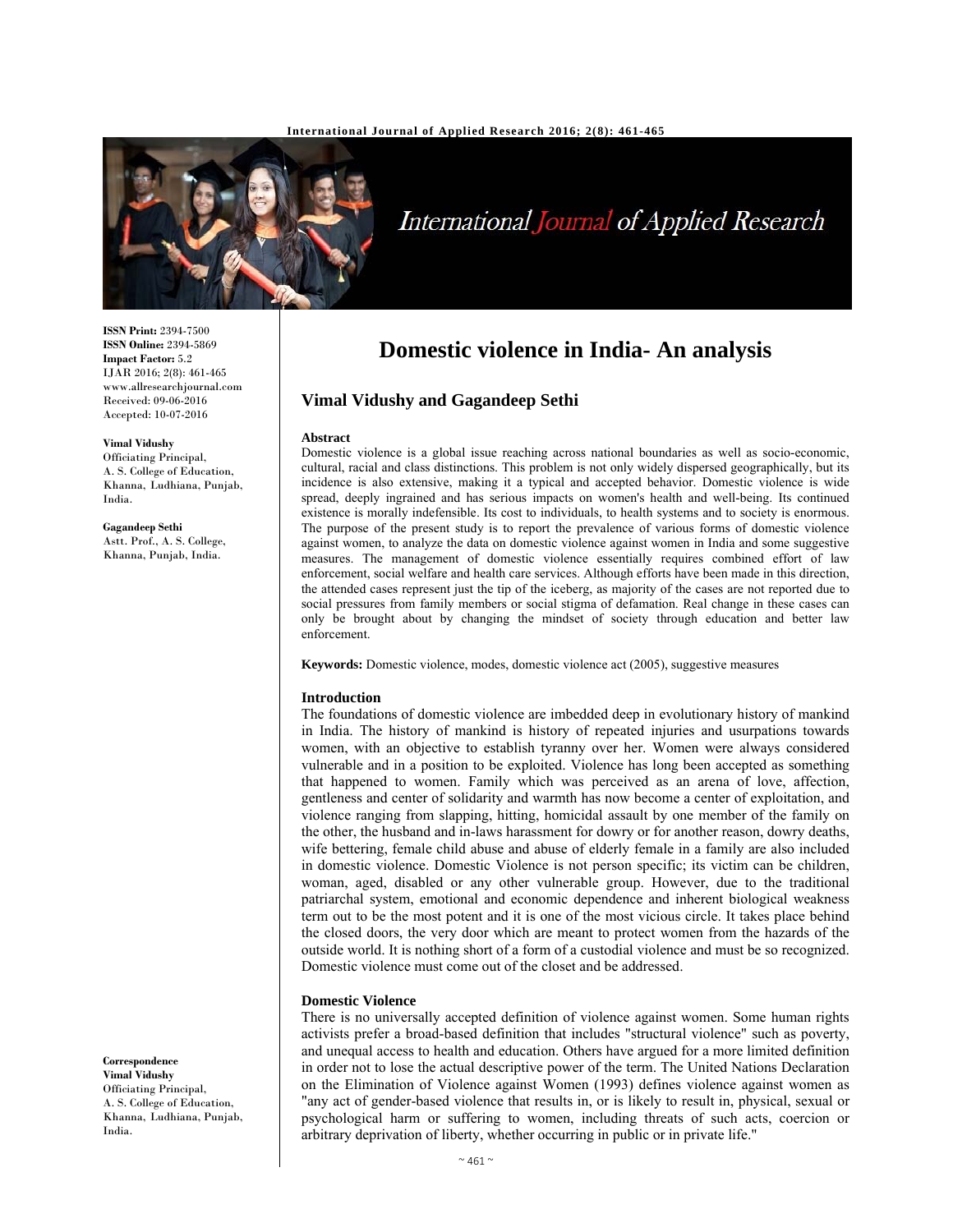ISSN Print: 2394-7500
ISSN Online: 2394-5869
Impact Factor: 5.2
IJAR 2016; 2(8): 461-465
www.allresearchjournal.com
Received: 09-06-2016
Accepted: 10-07-2016

**Vimal Vidushy**
Officiating Principal,
A. S. College of Education,
Khanna, Ludhiana, Punjab,
India.

**Gagandeep Sethi**
Astt. Prof., A. S. College,
Khanna, Punjab, India.

**Correspondence**
**Vimal Vidushy**
Officiating Principal,
A. S. College of Education,
Khanna, Ludhiana, Punjab,
India.

# Domestic violence in India- An analysis

## Vimal Vidushy and Gagandeep Sethi

### Abstract

Domestic violence is a global issue reaching across national boundaries as well as socio-economic, cultural, racial and class distinctions. This problem is not only widely dispersed geographically, but its incidence is also extensive, making it a typical and accepted behavior. Domestic violence is wide spread, deeply ingrained and has serious impacts on women's health and well-being. Its continued existence is morally indefensible. Its cost to individuals, to health systems and to society is enormous. The purpose of the present study is to report the prevalence of various forms of domestic violence against women, to analyze the data on domestic violence against women in India and some suggestive measures. The management of domestic violence essentially requires combined effort of law enforcement, social welfare and health care services. Although efforts have been made in this direction, the attended cases represent just the tip of the iceberg, as majority of the cases are not reported due to social pressures from family members or social stigma of defamation. Real change in these cases can only be brought about by changing the mindset of society through education and better law enforcement.

**Keywords:** Domestic violence, modes, domestic violence act (2005), suggestive measures

### Introduction

The foundations of domestic violence are imbedded deep in evolutionary history of mankind in India. The history of mankind is history of repeated injuries and usurpations towards women, with an objective to establish tyranny over her. Women were always considered vulnerable and in a position to be exploited. Violence has long been accepted as something that happened to women. Family which was perceived as an arena of love, affection, gentleness and center of solidarity and warmth has now become a center of exploitation, and violence ranging from slapping, hitting, homicidal assault by one member of the family on the other, the husband and in-laws harassment for dowry or for another reason, dowry deaths, wife bettering, female child abuse and abuse of elderly female in a family are also included in domestic violence. Domestic Violence is not person specific; its victim can be children, woman, aged, disabled or any other vulnerable group. However, due to the traditional patriarchal system, emotional and economic dependence and inherent biological weakness term out to be the most potent and it is one of the most vicious circle. It takes place behind the closed doors, the very door which are meant to protect women from the hazards of the outside world. It is nothing short of a form of a custodial violence and must be so recognized. Domestic violence must come out of the closet and be addressed.

### Domestic Violence

There is no universally accepted definition of violence against women. Some human rights activists prefer a broad-based definition that includes "structural violence" such as poverty, and unequal access to health and education. Others have argued for a more limited definition in order not to lose the actual descriptive power of the term. The United Nations Declaration on the Elimination of Violence against Women (1993) defines violence against women as "any act of gender-based violence that results in, or is likely to result in, physical, sexual or psychological harm or suffering to women, including threats of such acts, coercion or arbitrary deprivation of liberty, whether occurring in public or in private life."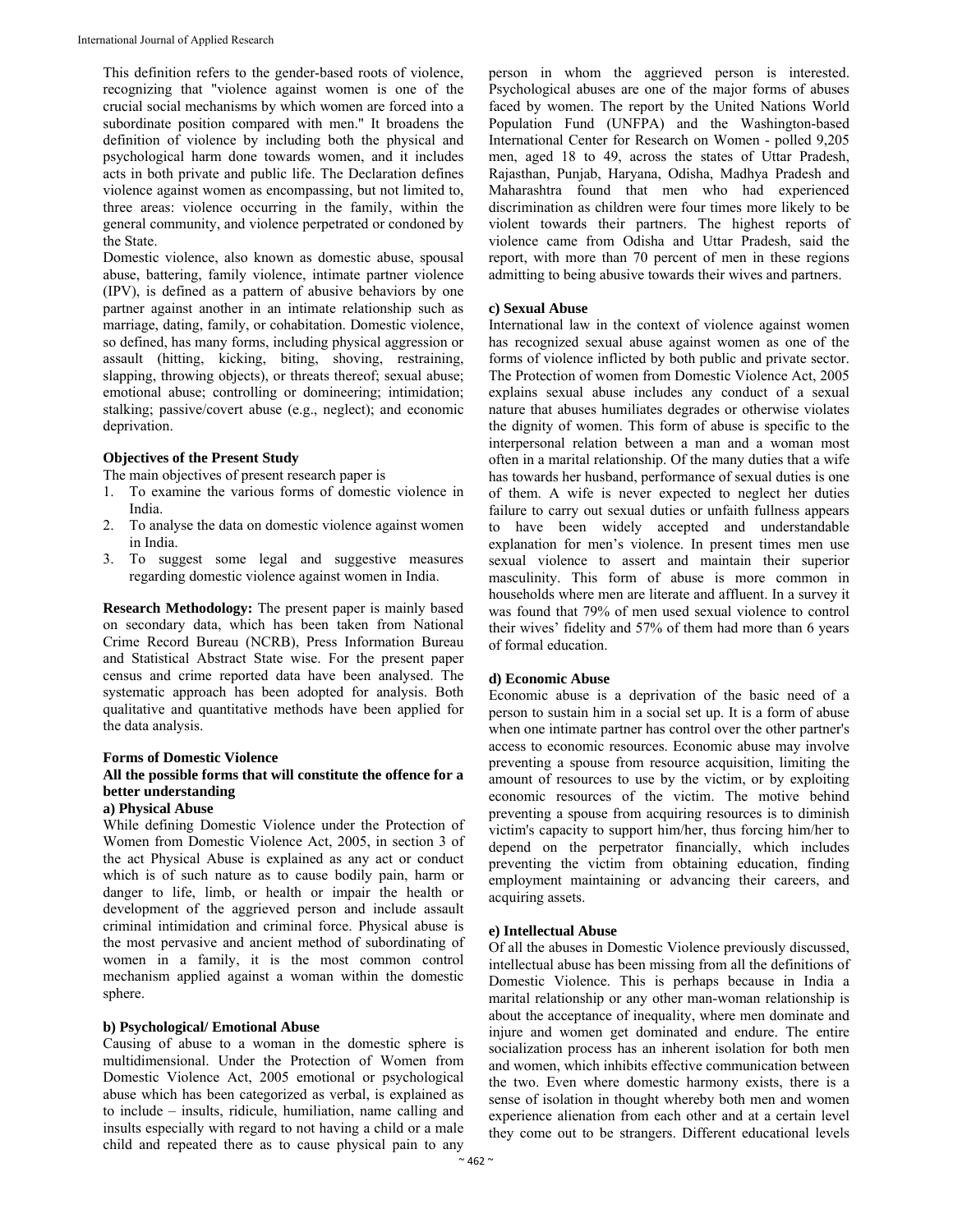This definition refers to the gender-based roots of violence, recognizing that "violence against women is one of the crucial social mechanisms by which women are forced into a subordinate position compared with men." It broadens the definition of violence by including both the physical and psychological harm done towards women, and it includes acts in both private and public life. The Declaration defines violence against women as encompassing, but not limited to, three areas: violence occurring in the family, within the general community, and violence perpetrated or condoned by the State.

Domestic violence, also known as domestic abuse, spousal abuse, battering, family violence, intimate partner violence (IPV), is defined as a pattern of abusive behaviors by one partner against another in an intimate relationship such as marriage, dating, family, or cohabitation. Domestic violence, so defined, has many forms, including physical aggression or assault (hitting, kicking, biting, shoving, restraining, slapping, throwing objects), or threats thereof; sexual abuse; emotional abuse; controlling or domineering; intimidation; stalking; passive/covert abuse (e.g., neglect); and economic deprivation.

**Objectives of the Present Study**

The main objectives of present research paper is

1. To examine the various forms of domestic violence in India.
2. To analyse the data on domestic violence against women in India.
3. To suggest some legal and suggestive measures regarding domestic violence against women in India.

**Research Methodology:** The present paper is mainly based on secondary data, which has been taken from National Crime Record Bureau (NCRB), Press Information Bureau and Statistical Abstract State wise. For the present paper census and crime reported data have been analysed. The systematic approach has been adopted for analysis. Both qualitative and quantitative methods have been applied for the data analysis.

**Forms of Domestic Violence**

**All the possible forms that will constitute the offence for a better understanding**

**a) Physical Abuse**

While defining Domestic Violence under the Protection of Women from Domestic Violence Act, 2005, in section 3 of the act Physical Abuse is explained as any act or conduct which is of such nature as to cause bodily pain, harm or danger to life, limb, or health or impair the health or development of the aggrieved person and include assault criminal intimidation and criminal force. Physical abuse is the most pervasive and ancient method of subordinating of women in a family, it is the most common control mechanism applied against a woman within the domestic sphere.

**b) Psychological/ Emotional Abuse**

Causing of abuse to a woman in the domestic sphere is multidimensional. Under the Protection of Women from Domestic Violence Act, 2005 emotional or psychological abuse which has been categorized as verbal, is explained as to include – insults, ridicule, humiliation, name calling and insults especially with regard to not having a child or a male child and repeated there as to cause physical pain to any person in whom the aggrieved person is interested. Psychological abuses are one of the major forms of abuses faced by women. The report by the United Nations World Population Fund (UNFPA) and the Washington-based International Center for Research on Women - polled 9,205 men, aged 18 to 49, across the states of Uttar Pradesh, Rajasthan, Punjab, Haryana, Odisha, Madhya Pradesh and Maharashtra found that men who had experienced discrimination as children were four times more likely to be violent towards their partners. The highest reports of violence came from Odisha and Uttar Pradesh, said the report, with more than 70 percent of men in these regions admitting to being abusive towards their wives and partners.

**c) Sexual Abuse**

International law in the context of violence against women has recognized sexual abuse against women as one of the forms of violence inflicted by both public and private sector. The Protection of women from Domestic Violence Act, 2005 explains sexual abuse includes any conduct of a sexual nature that abuses humiliates degrades or otherwise violates the dignity of women. This form of abuse is specific to the interpersonal relation between a man and a woman most often in a marital relationship. Of the many duties that a wife has towards her husband, performance of sexual duties is one of them. A wife is never expected to neglect her duties failure to carry out sexual duties or unfaith fullness appears to have been widely accepted and understandable explanation for men's violence. In present times men use sexual violence to assert and maintain their superior masculinity. This form of abuse is more common in households where men are literate and affluent. In a survey it was found that 79% of men used sexual violence to control their wives' fidelity and 57% of them had more than 6 years of formal education.

**d) Economic Abuse**

Economic abuse is a deprivation of the basic need of a person to sustain him in a social set up. It is a form of abuse when one intimate partner has control over the other partner's access to economic resources. Economic abuse may involve preventing a spouse from resource acquisition, limiting the amount of resources to use by the victim, or by exploiting economic resources of the victim. The motive behind preventing a spouse from acquiring resources is to diminish victim's capacity to support him/her, thus forcing him/her to depend on the perpetrator financially, which includes preventing the victim from obtaining education, finding employment maintaining or advancing their careers, and acquiring assets.

**e) Intellectual Abuse**

Of all the abuses in Domestic Violence previously discussed, intellectual abuse has been missing from all the definitions of Domestic Violence. This is perhaps because in India a marital relationship or any other man-woman relationship is about the acceptance of inequality, where men dominate and injure and women get dominated and endure. The entire socialization process has an inherent isolation for both men and women, which inhibits effective communication between the two. Even where domestic harmony exists, there is a sense of isolation in thought whereby both men and women experience alienation from each other and at a certain level they come out to be strangers. Different educational levels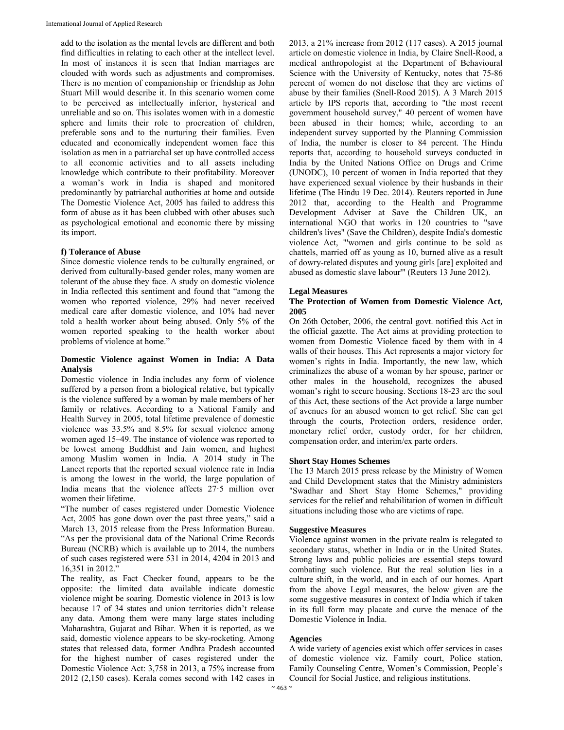add to the isolation as the mental levels are different and both find difficulties in relating to each other at the intellect level. In most of instances it is seen that Indian marriages are clouded with words such as adjustments and compromises. There is no mention of companionship or friendship as John Stuart Mill would describe it. In this scenario women come to be perceived as intellectually inferior, hysterical and unreliable and so on. This isolates women with in a domestic sphere and limits their role to procreation of children, preferable sons and to the nurturing their families. Even educated and economically independent women face this isolation as men in a patriarchal set up have controlled access to all economic activities and to all assets including knowledge which contribute to their profitability. Moreover a woman's work in India is shaped and monitored predominantly by patriarchal authorities at home and outside The Domestic Violence Act, 2005 has failed to address this form of abuse as it has been clubbed with other abuses such as psychological emotional and economic there by missing its import.

**f) Tolerance of Abuse**

Since domestic violence tends to be culturally engrained, or derived from culturally-based gender roles, many women are tolerant of the abuse they face. A study on domestic violence in India reflected this sentiment and found that "among the women who reported violence, 29% had never received medical care after domestic violence, and 10% had never told a health worker about being abused. Only 5% of the women reported speaking to the health worker about problems of violence at home."

## Domestic Violence against Women in India: A Data Analysis

Domestic violence in India includes any form of violence suffered by a person from a biological relative, but typically is the violence suffered by a woman by male members of her family or relatives. According to a National Family and Health Survey in 2005, total lifetime prevalence of domestic violence was 33.5% and 8.5% for sexual violence among women aged 15–49. The instance of violence was reported to be lowest among Buddhist and Jain women, and highest among Muslim women in India. A 2014 study in The Lancet reports that the reported sexual violence rate in India is among the lowest in the world, the large population of India means that the violence affects 27·5 million over women their lifetime.

"The number of cases registered under Domestic Violence Act, 2005 has gone down over the past three years," said a March 13, 2015 release from the Press Information Bureau. "As per the provisional data of the National Crime Records Bureau (NCRB) which is available up to 2014, the numbers of such cases registered were 531 in 2014, 4204 in 2013 and 16,351 in 2012."

The reality, as Fact Checker found, appears to be the opposite: the limited data available indicate domestic violence might be soaring. Domestic violence in 2013 is low because 17 of 34 states and union territories didn't release any data. Among them were many large states including Maharashtra, Gujarat and Bihar. When it is reported, as we said, domestic violence appears to be sky-rocketing. Among states that released data, former Andhra Pradesh accounted for the highest number of cases registered under the Domestic Violence Act: 3,758 in 2013, a 75% increase from 2012 (2,150 cases). Kerala comes second with 142 cases in 2013, a 21% increase from 2012 (117 cases). A 2015 journal article on domestic violence in India, by Claire Snell-Rood, a medical anthropologist at the Department of Behavioural Science with the University of Kentucky, notes that 75-86 percent of women do not disclose that they are victims of abuse by their families (Snell-Rood 2015). A 3 March 2015 article by IPS reports that, according to "the most recent government household survey," 40 percent of women have been abused in their homes; while, according to an independent survey supported by the Planning Commission of India, the number is closer to 84 percent. The Hindu reports that, according to household surveys conducted in India by the United Nations Office on Drugs and Crime (UNODC), 10 percent of women in India reported that they have experienced sexual violence by their husbands in their lifetime (The Hindu 19 Dec. 2014). Reuters reported in June 2012 that, according to the Health and Programme Development Adviser at Save the Children UK, an international NGO that works in 120 countries to "save children's lives" (Save the Children), despite India's domestic violence Act, "'women and girls continue to be sold as chattels, married off as young as 10, burned alive as a result of dowry-related disputes and young girls [are] exploited and abused as domestic slave labour'" (Reuters 13 June 2012).

## Legal Measures

### The Protection of Women from Domestic Violence Act, 2005

On 26th October, 2006, the central govt. notified this Act in the official gazette. The Act aims at providing protection to women from Domestic Violence faced by them with in 4 walls of their houses. This Act represents a major victory for women's rights in India. Importantly, the new law, which criminalizes the abuse of a woman by her spouse, partner or other males in the household, recognizes the abused woman's right to secure housing. Sections 18-23 are the soul of this Act, these sections of the Act provide a large number of avenues for an abused women to get relief. She can get through the courts, Protection orders, residence order, monetary relief order, custody order, for her children, compensation order, and interim/ex parte orders.

### Short Stay Homes Schemes

The 13 March 2015 press release by the Ministry of Women and Child Development states that the Ministry administers "Swadhar and Short Stay Home Schemes," providing services for the relief and rehabilitation of women in difficult situations including those who are victims of rape.

## Suggestive Measures

Violence against women in the private realm is relegated to secondary status, whether in India or in the United States. Strong laws and public policies are essential steps toward combating such violence. But the real solution lies in a culture shift, in the world, and in each of our homes. Apart from the above Legal measures, the below given are the some suggestive measures in context of India which if taken in its full form may placate and curve the menace of the Domestic Violence in India.

### Agencies

A wide variety of agencies exist which offer services in cases of domestic violence viz. Family court, Police station, Family Counseling Centre, Women's Commission, People's Council for Social Justice, and religious institutions.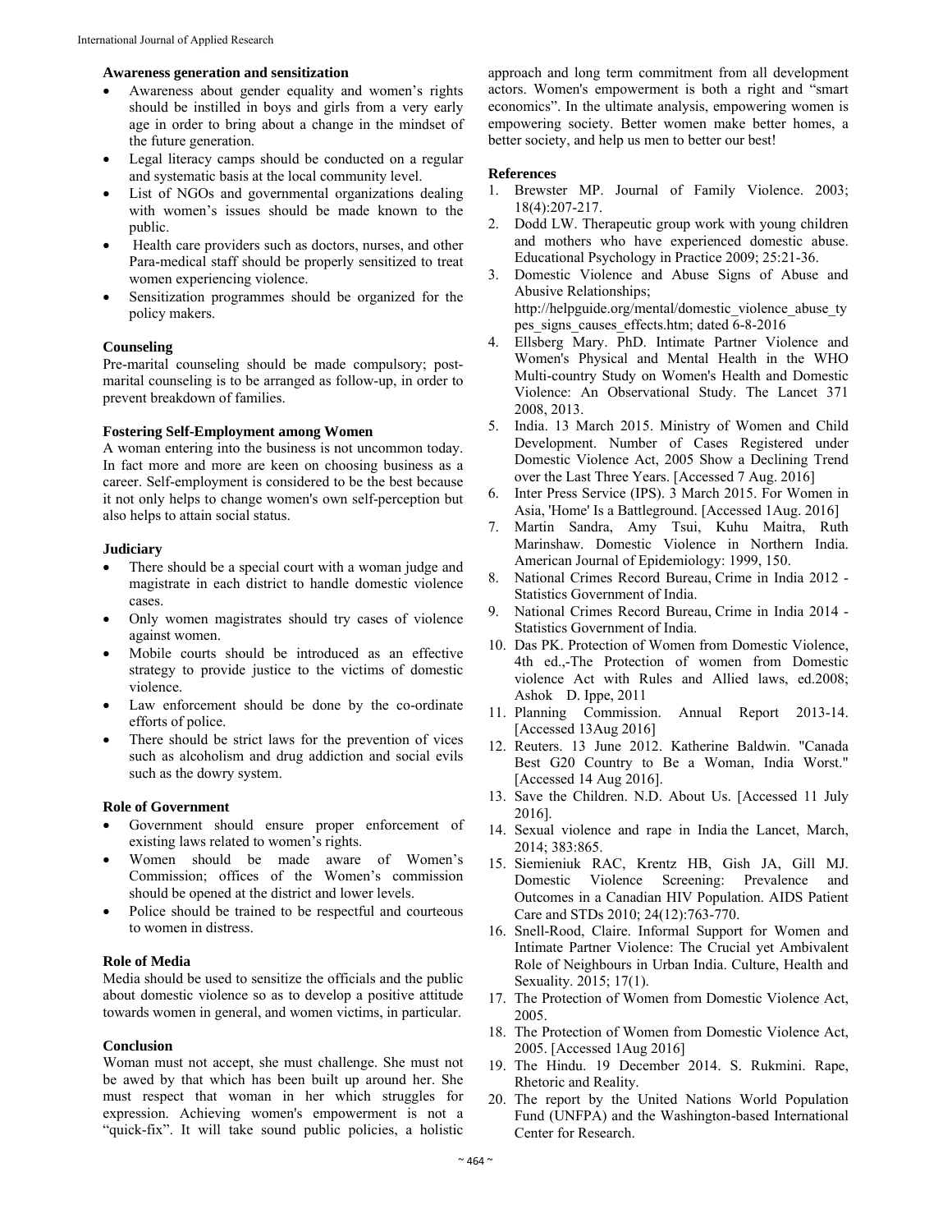**Awareness generation and sensitization**

- Awareness about gender equality and women's rights should be instilled in boys and girls from a very early age in order to bring about a change in the mindset of the future generation.
- Legal literacy camps should be conducted on a regular and systematic basis at the local community level.
- List of NGOs and governmental organizations dealing with women's issues should be made known to the public.
- Health care providers such as doctors, nurses, and other Para-medical staff should be properly sensitized to treat women experiencing violence.
- Sensitization programmes should be organized for the policy makers.

**Counseling**

Pre-marital counseling should be made compulsory; post-marital counseling is to be arranged as follow-up, in order to prevent breakdown of families.

**Fostering Self-Employment among Women**

A woman entering into the business is not uncommon today. In fact more and more are keen on choosing business as a career. Self-employment is considered to be the best because it not only helps to change women's own self-perception but also helps to attain social status.

**Judiciary**

- There should be a special court with a woman judge and magistrate in each district to handle domestic violence cases.
- Only women magistrates should try cases of violence against women.
- Mobile courts should be introduced as an effective strategy to provide justice to the victims of domestic violence.
- Law enforcement should be done by the co-ordinate efforts of police.
- There should be strict laws for the prevention of vices such as alcoholism and drug addiction and social evils such as the dowry system.

**Role of Government**

- Government should ensure proper enforcement of existing laws related to women's rights.
- Women should be made aware of Women's Commission; offices of the Women's commission should be opened at the district and lower levels.
- Police should be trained to be respectful and courteous to women in distress.

**Role of Media**

Media should be used to sensitize the officials and the public about domestic violence so as to develop a positive attitude towards women in general, and women victims, in particular.

**Conclusion**

Woman must not accept, she must challenge. She must not be awed by that which has been built up around her. She must respect that woman in her which struggles for expression. Achieving women's empowerment is not a "quick-fix". It will take sound public policies, a holistic approach and long term commitment from all development actors. Women's empowerment is both a right and "smart economics". In the ultimate analysis, empowering women is empowering society. Better women make better homes, a better society, and help us men to better our best!

**References**

1. Brewster MP. Journal of Family Violence. 2003; 18(4):207-217.
2. Dodd LW. Therapeutic group work with young children and mothers who have experienced domestic abuse. Educational Psychology in Practice 2009; 25:21-36.
3. Domestic Violence and Abuse Signs of Abuse and Abusive Relationships; http://helpguide.org/mental/domestic_violence_abuse_types_signs_causes_effects.htm; dated 6-8-2016
4. Ellsberg Mary. PhD. Intimate Partner Violence and Women's Physical and Mental Health in the WHO Multi-country Study on Women's Health and Domestic Violence: An Observational Study. The Lancet 371 2008, 2013.
5. India. 13 March 2015. Ministry of Women and Child Development. Number of Cases Registered under Domestic Violence Act, 2005 Show a Declining Trend over the Last Three Years. [Accessed 7 Aug. 2016]
6. Inter Press Service (IPS). 3 March 2015. For Women in Asia, 'Home' Is a Battleground. [Accessed 1Aug. 2016]
7. Martin Sandra, Amy Tsui, Kuhu Maitra, Ruth Marinshaw. Domestic Violence in Northern India. American Journal of Epidemiology: 1999, 150.
8. National Crimes Record Bureau, Crime in India 2012 - Statistics Government of India.
9. National Crimes Record Bureau, Crime in India 2014 - Statistics Government of India.
10. Das PK. Protection of Women from Domestic Violence, 4th ed.,-The Protection of women from Domestic violence Act with Rules and Allied laws, ed.2008; Ashok D. Ippe, 2011
11. Planning Commission. Annual Report 2013-14. [Accessed 13Aug 2016]
12. Reuters. 13 June 2012. Katherine Baldwin. "Canada Best G20 Country to Be a Woman, India Worst." [Accessed 14 Aug 2016].
13. Save the Children. N.D. About Us. [Accessed 11 July 2016].
14. Sexual violence and rape in India the Lancet, March, 2014; 383:865.
15. Siemieniuk RAC, Krentz HB, Gish JA, Gill MJ. Domestic Violence Screening: Prevalence and Outcomes in a Canadian HIV Population. AIDS Patient Care and STDs 2010; 24(12):763-770.
16. Snell-Rood, Claire. Informal Support for Women and Intimate Partner Violence: The Crucial yet Ambivalent Role of Neighbours in Urban India. Culture, Health and Sexuality. 2015; 17(1).
17. The Protection of Women from Domestic Violence Act, 2005.
18. The Protection of Women from Domestic Violence Act, 2005. [Accessed 1Aug 2016]
19. The Hindu. 19 December 2014. S. Rukmini. Rape, Rhetoric and Reality.
20. The report by the United Nations World Population Fund (UNFPA) and the Washington-based International Center for Research.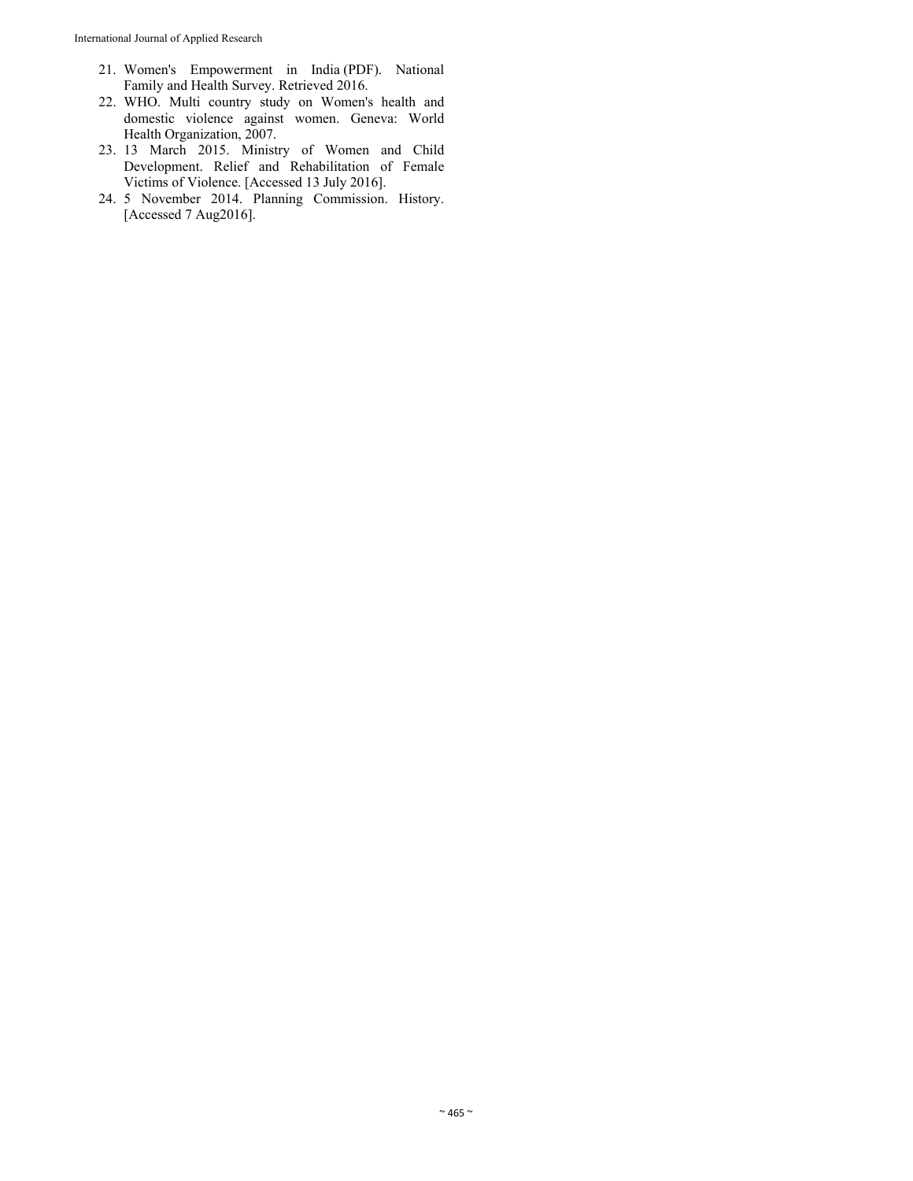21. Women's Empowerment in India (PDF). National Family and Health Survey. Retrieved 2016.
22. WHO. Multi country study on Women's health and domestic violence against women. Geneva: World Health Organization, 2007.
23. 13 March 2015. Ministry of Women and Child Development. Relief and Rehabilitation of Female Victims of Violence. [Accessed 13 July 2016].
24. 5 November 2014. Planning Commission. History. [Accessed 7 Aug2016].